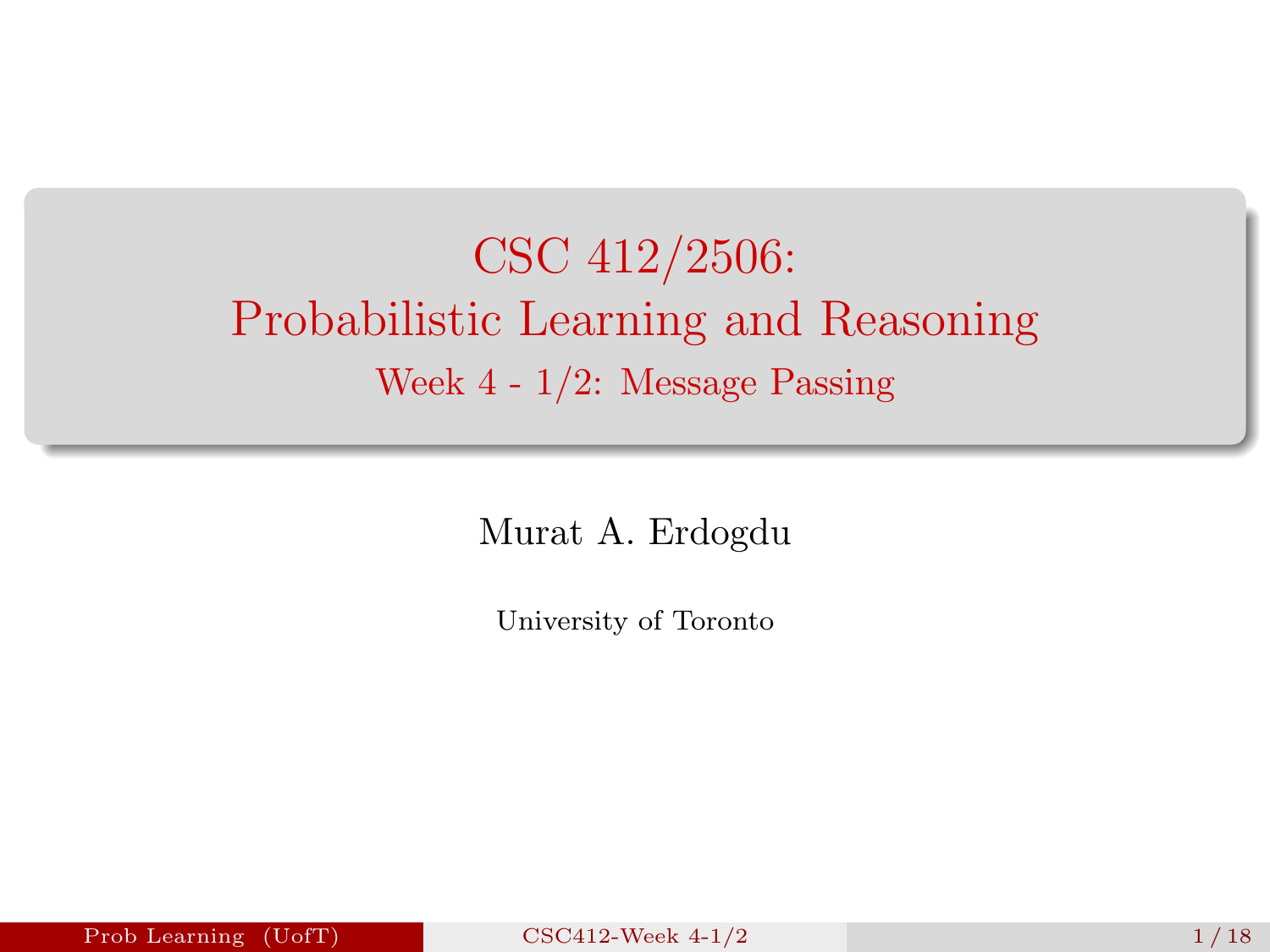# CSC 412/2506: Probabilistic Learning and Reasoning

## Week 4 - 1/2: Message Passing

Murat A. Erdogdu

University of Toronto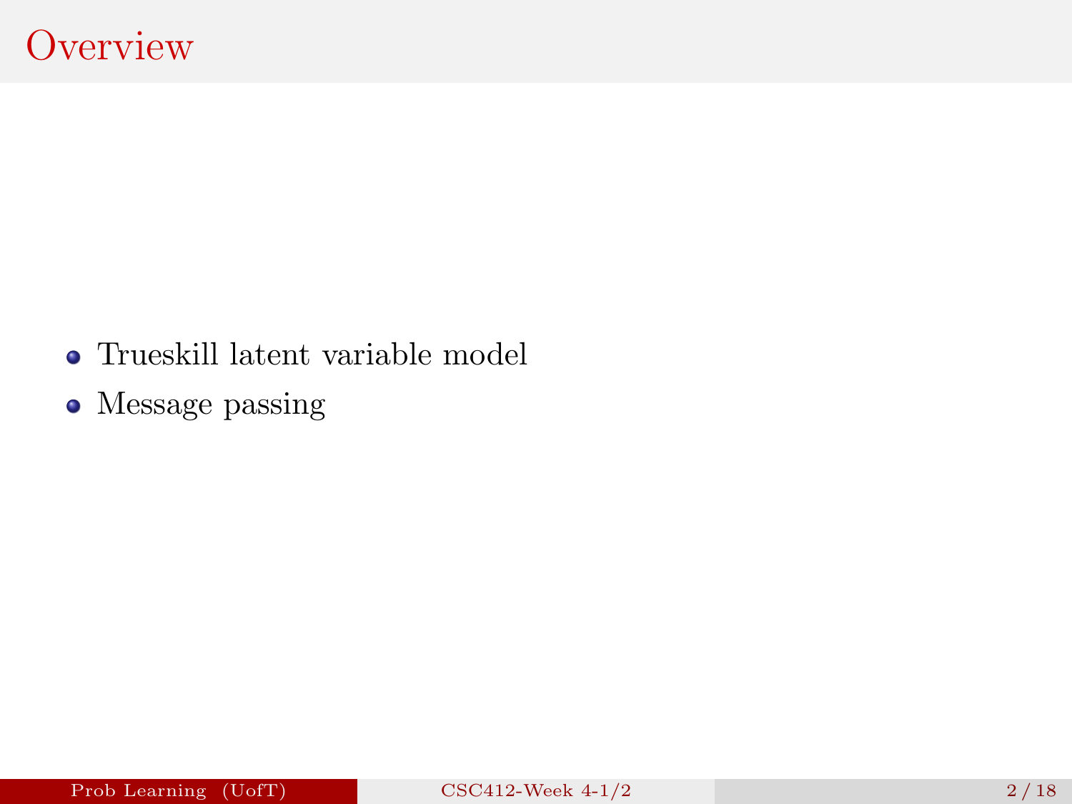# Overview

- Trueskill latent variable model
- Message passing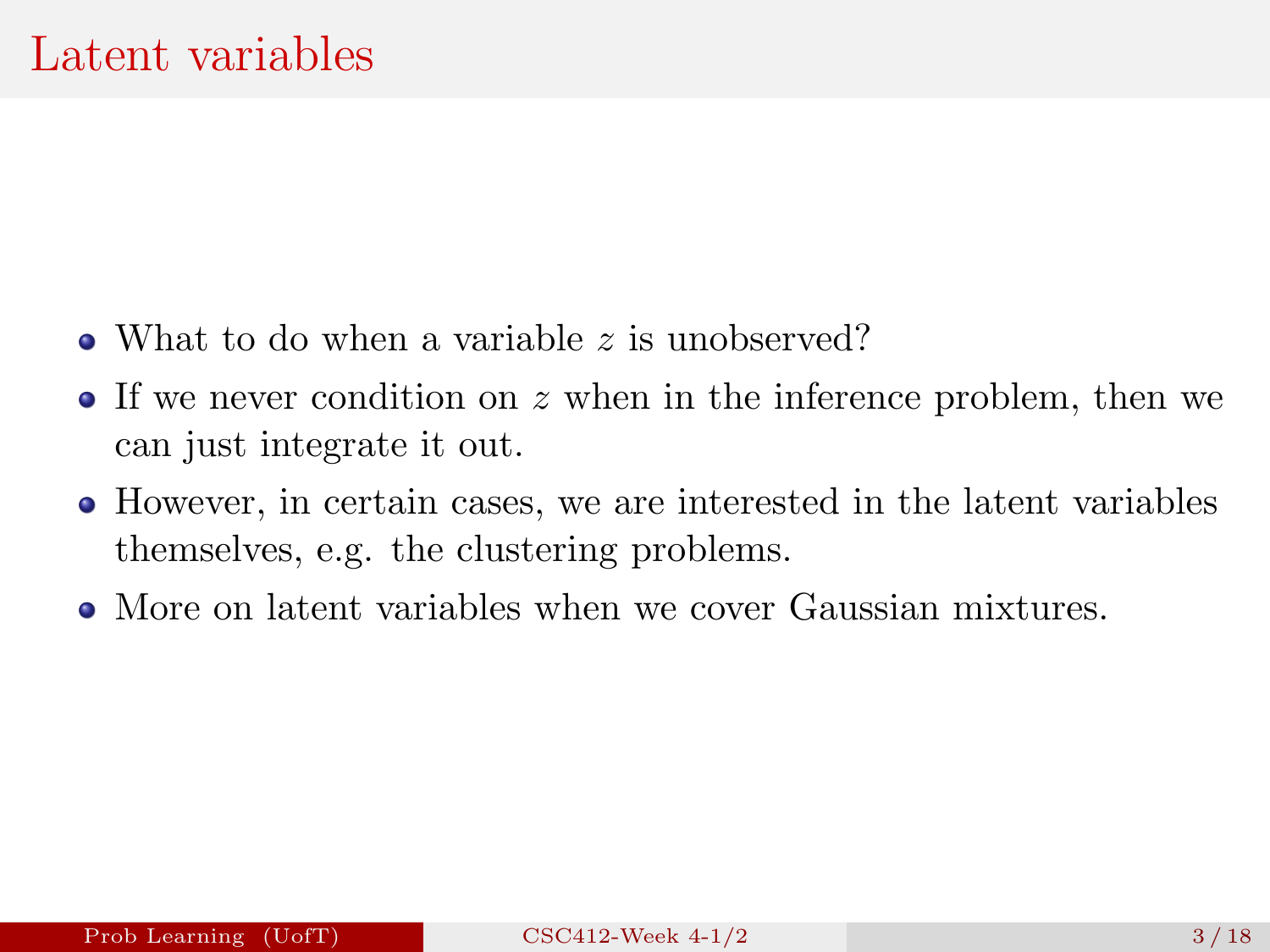# Latent variables

- What to do when a variable $z$ is unobserved?
- If we never condition on $z$ when in the inference problem, then we can just integrate it out.
- However, in certain cases, we are interested in the latent variables themselves, e.g. the clustering problems.
- More on latent variables when we cover Gaussian mixtures.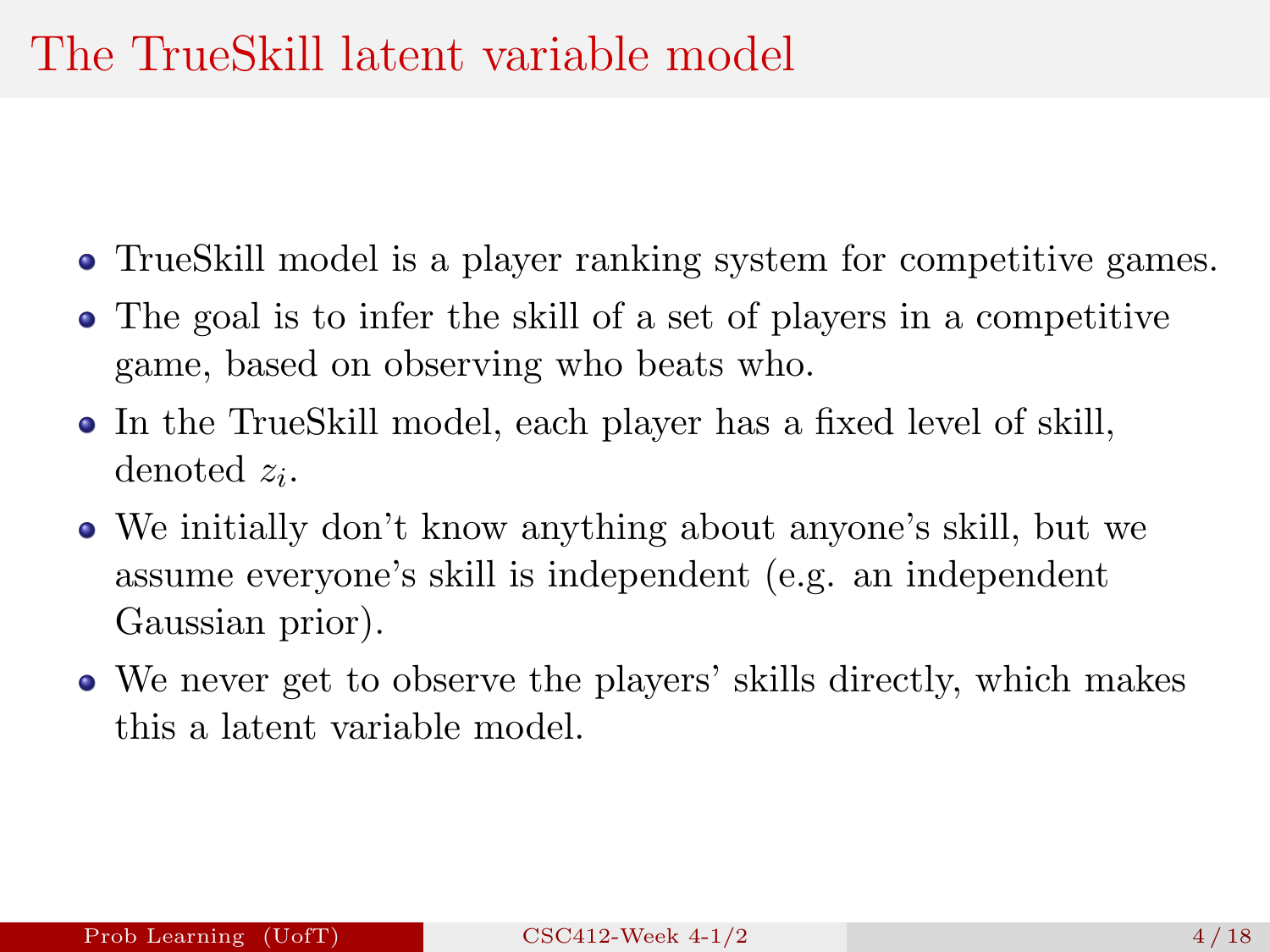# The TrueSkill latent variable model

- TrueSkill model is a player ranking system for competitive games.
- The goal is to infer the skill of a set of players in a competitive game, based on observing who beats who.
- In the TrueSkill model, each player has a fixed level of skill, denoted $z_i$.
- We initially don't know anything about anyone's skill, but we assume everyone's skill is independent (e.g. an independent Gaussian prior).
- We never get to observe the players' skills directly, which makes this a latent variable model.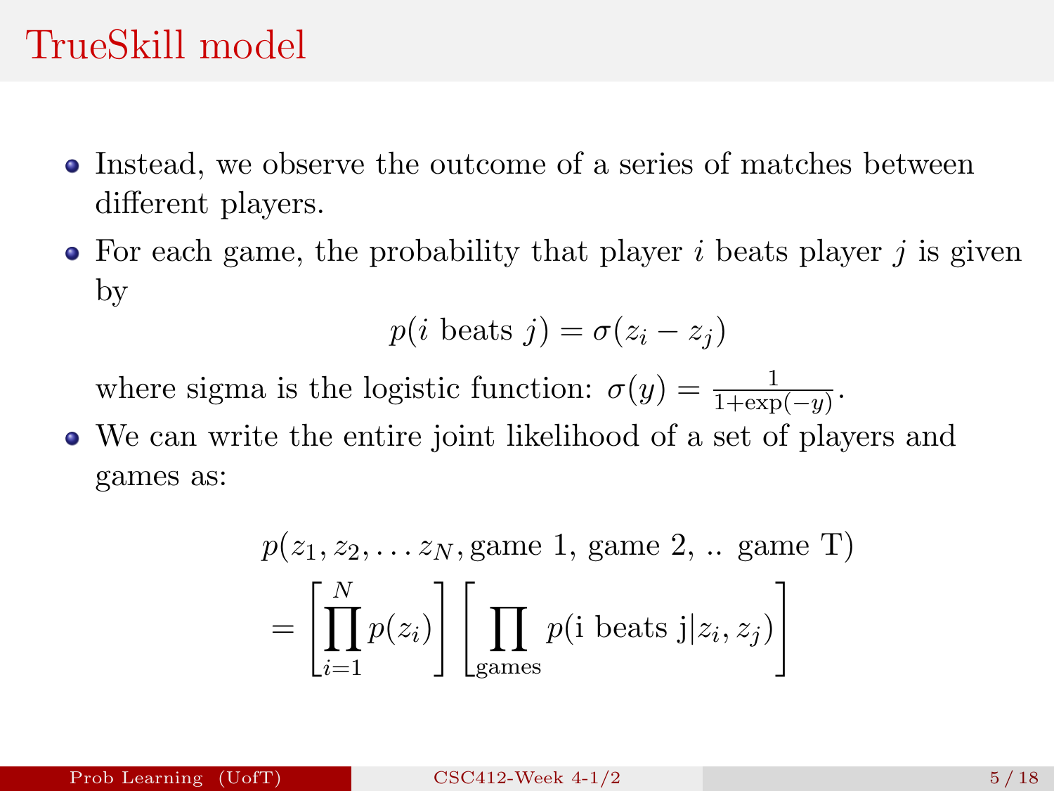# TrueSkill model

- Instead, we observe the outcome of a series of matches between different players.
- For each game, the probability that player $i$ beats player $j$ is given by

$$p(i \text{ beats } j) = \sigma(z_i - z_j)$$

  where sigma is the logistic function: $\sigma(y) = \frac{1}{1+\exp(-y)}$.
- We can write the entire joint likelihood of a set of players and games as:

$$\begin{aligned} &p(z_1, z_2, \ldots z_N, \text{game 1, game 2, .. game T}) \\ &= \left[\prod_{i=1}^{N} p(z_i)\right] \left[\prod_{\text{games}} p(\text{i beats j}|z_i, z_j)\right] \end{aligned}$$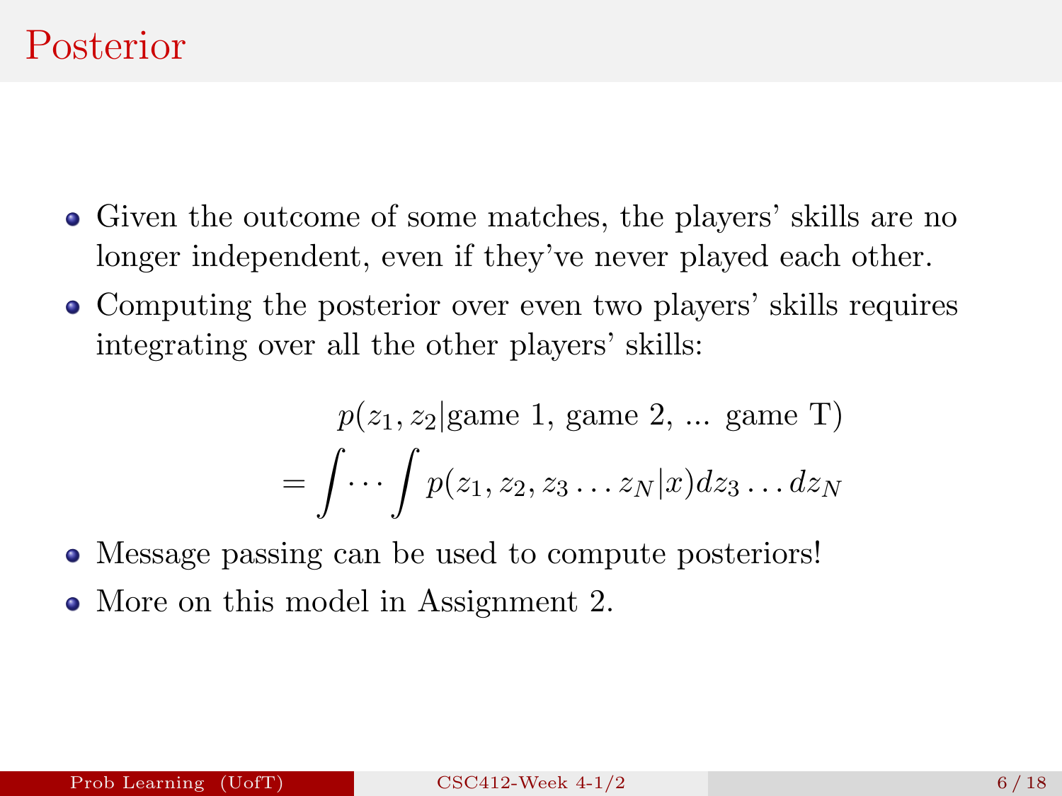# Posterior

- Given the outcome of some matches, the players' skills are no longer independent, even if they've never played each other.
- Computing the posterior over even two players' skills requires integrating over all the other players' skills:

$$
\begin{aligned}
&p(z_1, z_2 | \text{game 1, game 2, ... game T}) \\
&= \int \cdots \int p(z_1, z_2, z_3 \ldots z_N | x) dz_3 \ldots dz_N
\end{aligned}
$$

- Message passing can be used to compute posteriors!
- More on this model in Assignment 2.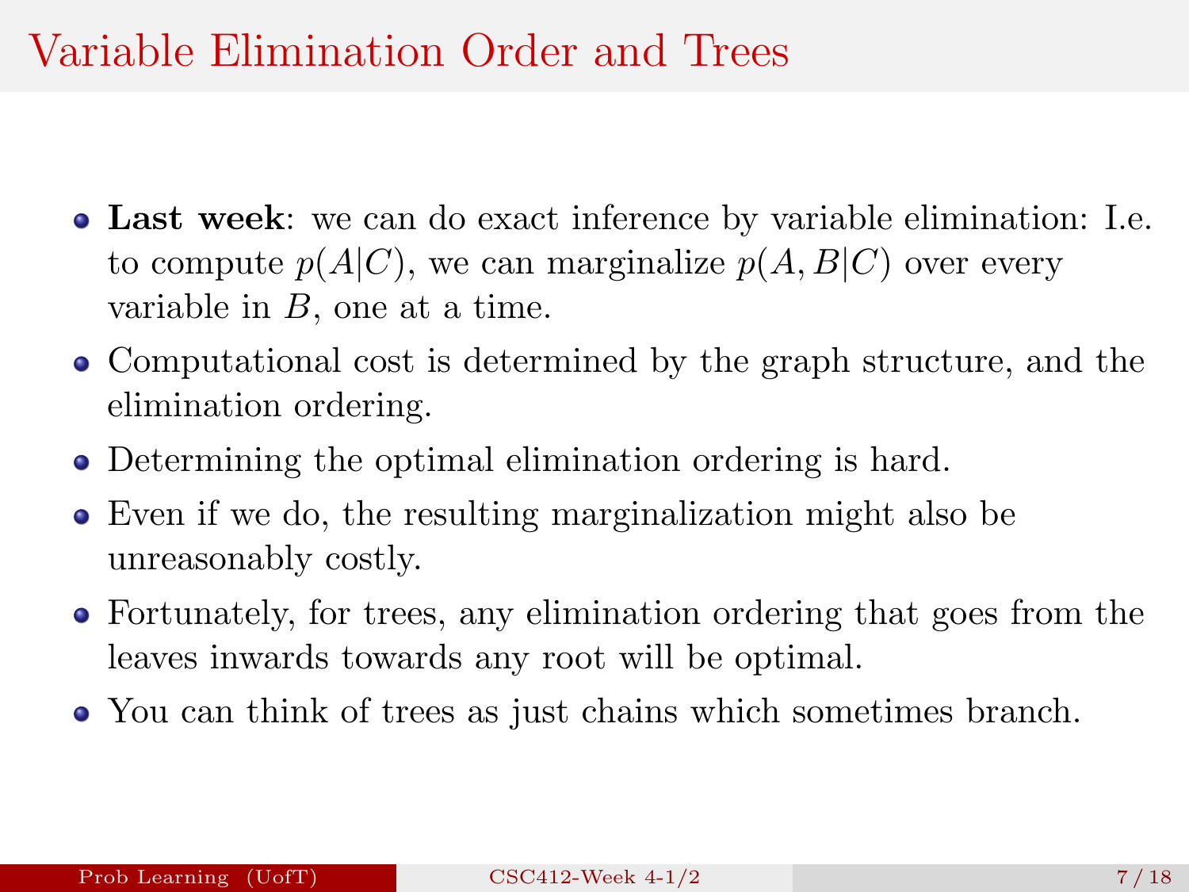# Variable Elimination Order and Trees

- **Last week**: we can do exact inference by variable elimination: I.e. to compute $p(A|C)$, we can marginalize $p(A, B|C)$ over every variable in $B$, one at a time.
- Computational cost is determined by the graph structure, and the elimination ordering.
- Determining the optimal elimination ordering is hard.
- Even if we do, the resulting marginalization might also be unreasonably costly.
- Fortunately, for trees, any elimination ordering that goes from the leaves inwards towards any root will be optimal.
- You can think of trees as just chains which sometimes branch.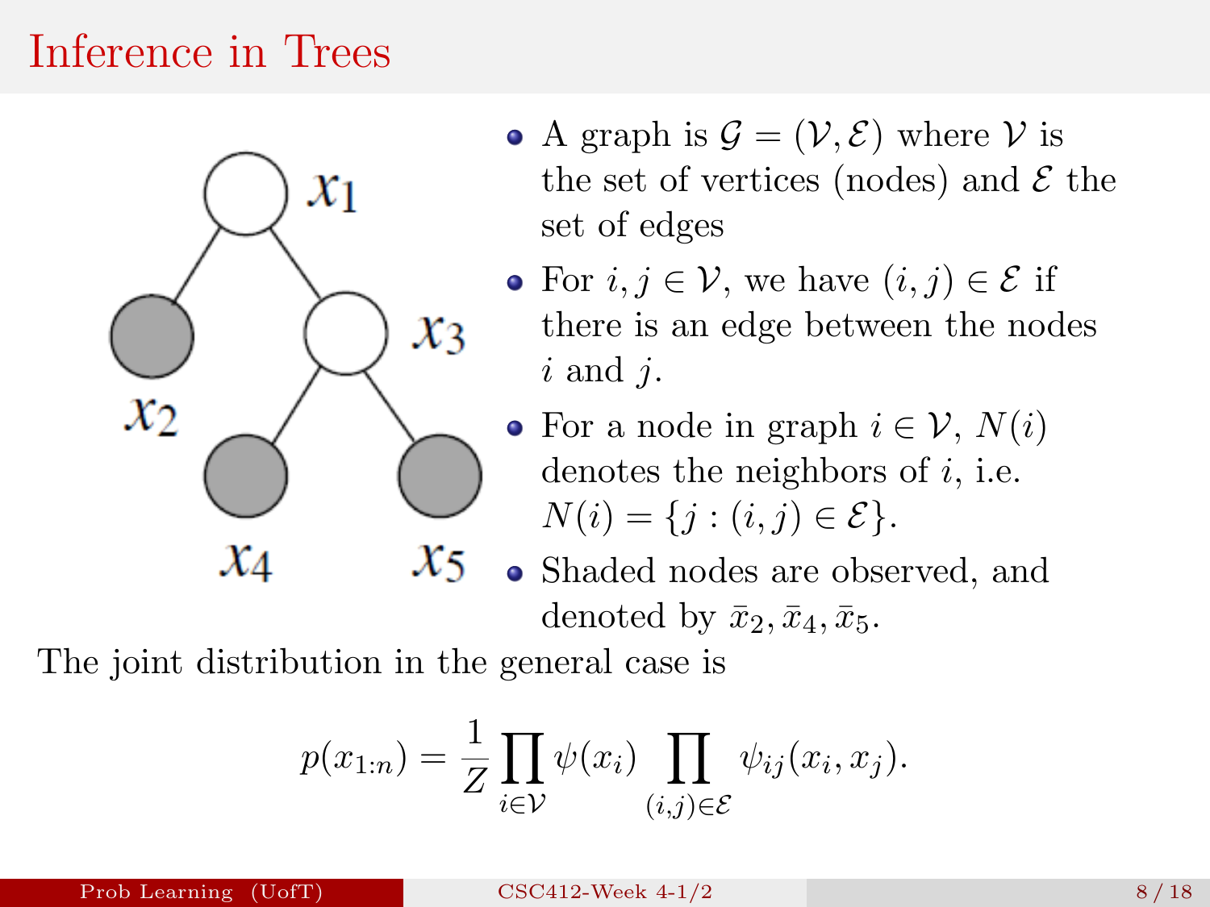# Inference in Trees

- A graph is $\mathcal{G} = (\mathcal{V}, \mathcal{E})$ where $\mathcal{V}$ is the set of vertices (nodes) and $\mathcal{E}$ the set of edges
- For $i, j \in \mathcal{V}$, we have $(i, j) \in \mathcal{E}$ if there is an edge between the nodes $i$ and $j$.
- For a node in graph $i \in \mathcal{V}$, $N(i)$ denotes the neighbors of $i$, i.e. $N(i) = \{j : (i, j) \in \mathcal{E}\}$.
- Shaded nodes are observed, and denoted by $\bar{x}_2, \bar{x}_4, \bar{x}_5$.

The joint distribution in the general case is

$$p(x_{1:n}) = \frac{1}{Z} \prod_{i \in \mathcal{V}} \psi(x_i) \prod_{(i,j) \in \mathcal{E}} \psi_{ij}(x_i, x_j).$$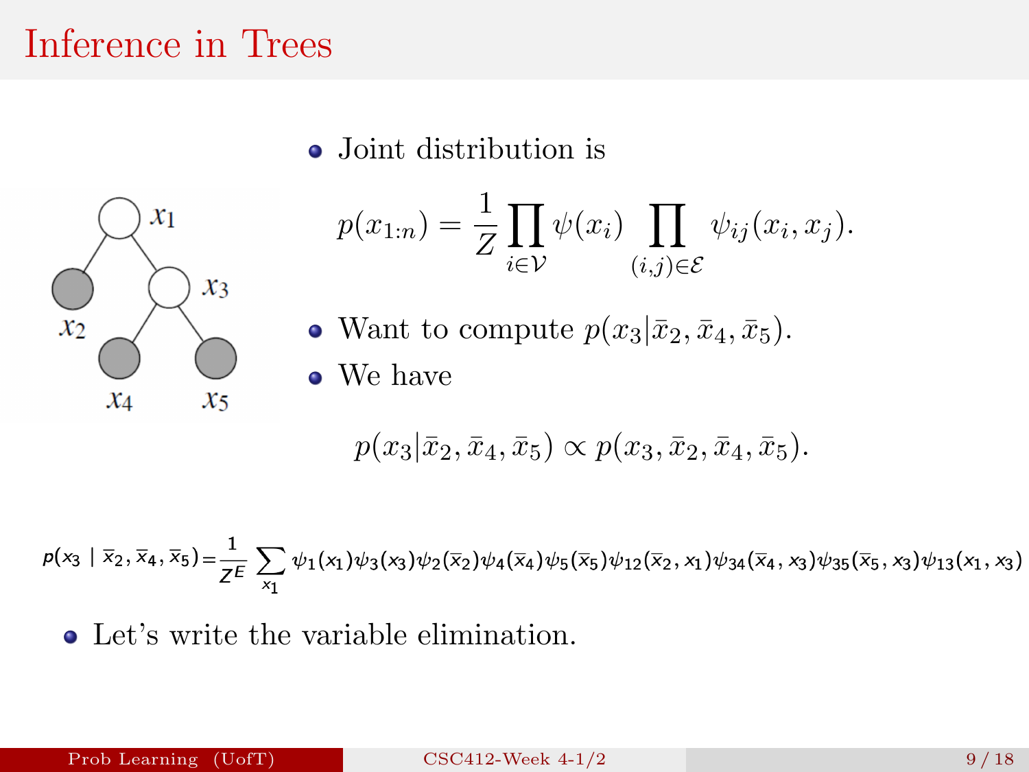# Inference in Trees

- Joint distribution is

$$p(x_{1:n}) = \frac{1}{Z} \prod_{i \in \mathcal{V}} \psi(x_i) \prod_{(i,j) \in \mathcal{E}} \psi_{ij}(x_i, x_j).$$

- Want to compute $p(x_3 | \bar{x}_2, \bar{x}_4, \bar{x}_5)$.
- We have

$$p(x_3 | \bar{x}_2, \bar{x}_4, \bar{x}_5) \propto p(x_3, \bar{x}_2, \bar{x}_4, \bar{x}_5).$$

$$p(x_3 \mid \bar{x}_2, \bar{x}_4, \bar{x}_5) = \frac{1}{Z^E} \sum_{x_1} \psi_1(x_1) \psi_3(x_3) \psi_2(\bar{x}_2) \psi_4(\bar{x}_4) \psi_5(\bar{x}_5) \psi_{12}(\bar{x}_2, x_1) \psi_{34}(\bar{x}_4, x_3) \psi_{35}(\bar{x}_5, x_3) \psi_{13}(x_1, x_3)$$

- Let's write the variable elimination.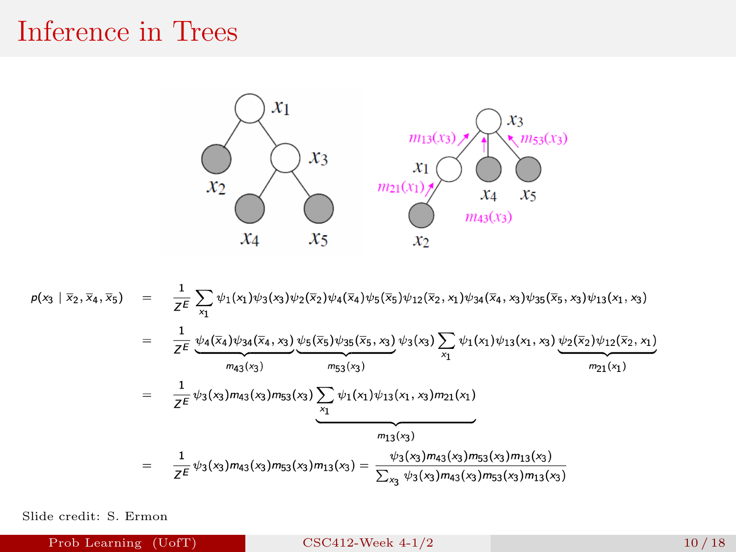# Inference in Trees

$$
\begin{aligned}
p(x_3 \mid \bar{x}_2, \bar{x}_4, \bar{x}_5) &= \frac{1}{Z^E} \sum_{x_1} \psi_1(x_1)\psi_3(x_3)\psi_2(\bar{x}_2)\psi_4(\bar{x}_4)\psi_5(\bar{x}_5)\psi_{12}(\bar{x}_2, x_1)\psi_{34}(\bar{x}_4, x_3)\psi_{35}(\bar{x}_5, x_3)\psi_{13}(x_1, x_3) \\
&= \frac{1}{Z^E} \underbrace{\psi_4(\bar{x}_4)\psi_{34}(\bar{x}_4, x_3)}_{m_{43}(x_3)} \underbrace{\psi_5(\bar{x}_5)\psi_{35}(\bar{x}_5, x_3)}_{m_{53}(x_3)} \psi_3(x_3) \sum_{x_1} \psi_1(x_1)\psi_{13}(x_1, x_3) \underbrace{\psi_2(\bar{x}_2)\psi_{12}(\bar{x}_2, x_1)}_{m_{21}(x_1)} \\
&= \frac{1}{Z^E} \psi_3(x_3) m_{43}(x_3) m_{53}(x_3) \underbrace{\sum_{x_1} \psi_1(x_1)\psi_{13}(x_1, x_3) m_{21}(x_1)}_{m_{13}(x_3)} \\
&= \frac{1}{Z^E} \psi_3(x_3) m_{43}(x_3) m_{53}(x_3) m_{13}(x_3) = \frac{\psi_3(x_3) m_{43}(x_3) m_{53}(x_3) m_{13}(x_3)}{\sum_{x_3} \psi_3(x_3) m_{43}(x_3) m_{53}(x_3) m_{13}(x_3)}
\end{aligned}
$$

Slide credit: S. Ermon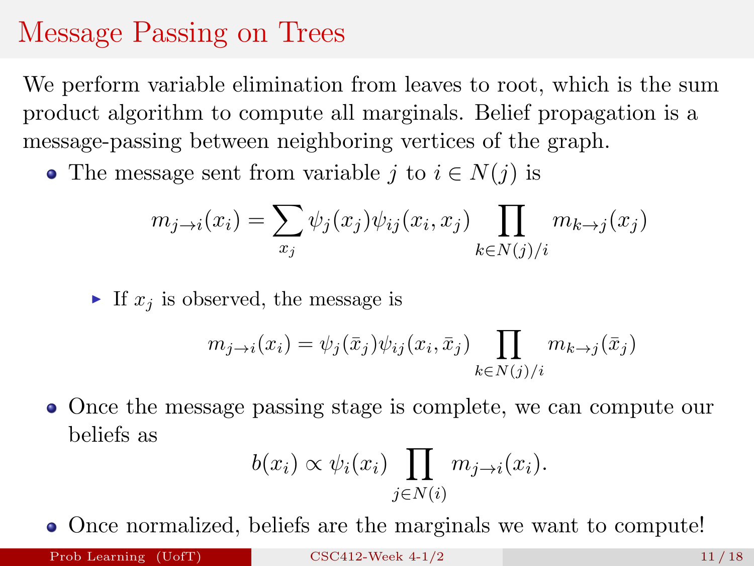# Message Passing on Trees

We perform variable elimination from leaves to root, which is the sum product algorithm to compute all marginals. Belief propagation is a message-passing between neighboring vertices of the graph.

- The message sent from variable $j$ to $i \in N(j)$ is

$$m_{j \to i}(x_i) = \sum_{x_j} \psi_j(x_j) \psi_{ij}(x_i, x_j) \prod_{k \in N(j)/i} m_{k \to j}(x_j)$$

  - If $x_j$ is observed, the message is

$$m_{j \to i}(x_i) = \psi_j(\bar{x}_j) \psi_{ij}(x_i, \bar{x}_j) \prod_{k \in N(j)/i} m_{k \to j}(\bar{x}_j)$$

- Once the message passing stage is complete, we can compute our beliefs as

$$b(x_i) \propto \psi_i(x_i) \prod_{j \in N(i)} m_{j \to i}(x_i).$$

- Once normalized, beliefs are the marginals we want to compute!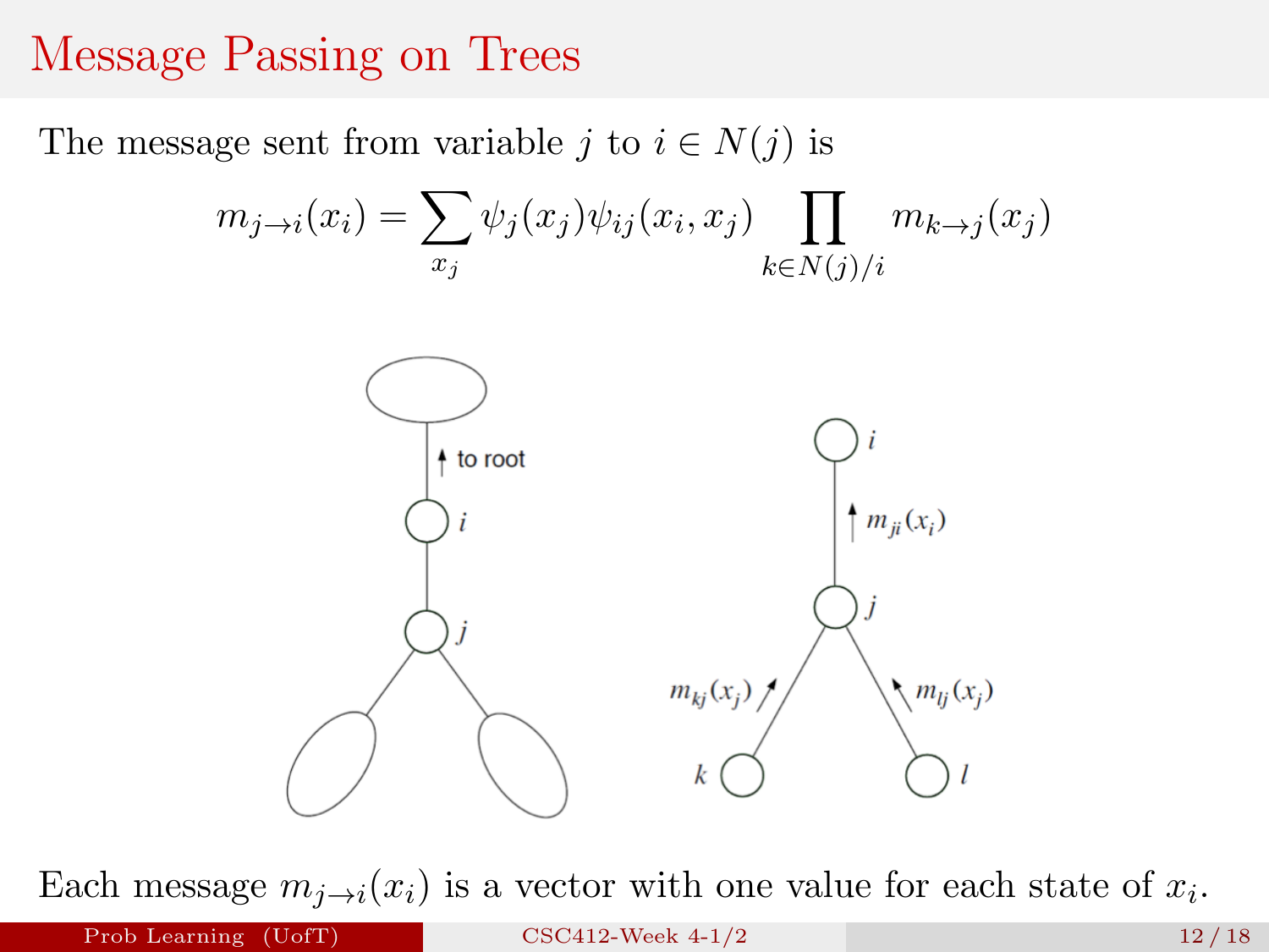# Message Passing on Trees

The message sent from variable $j$ to $i \in N(j)$ is

$$m_{j \to i}(x_i) = \sum_{x_j} \psi_j(x_j) \psi_{ij}(x_i, x_j) \prod_{k \in N(j)/i} m_{k \to j}(x_j)$$

Each message $m_{j \to i}(x_i)$ is a vector with one value for each state of $x_i$.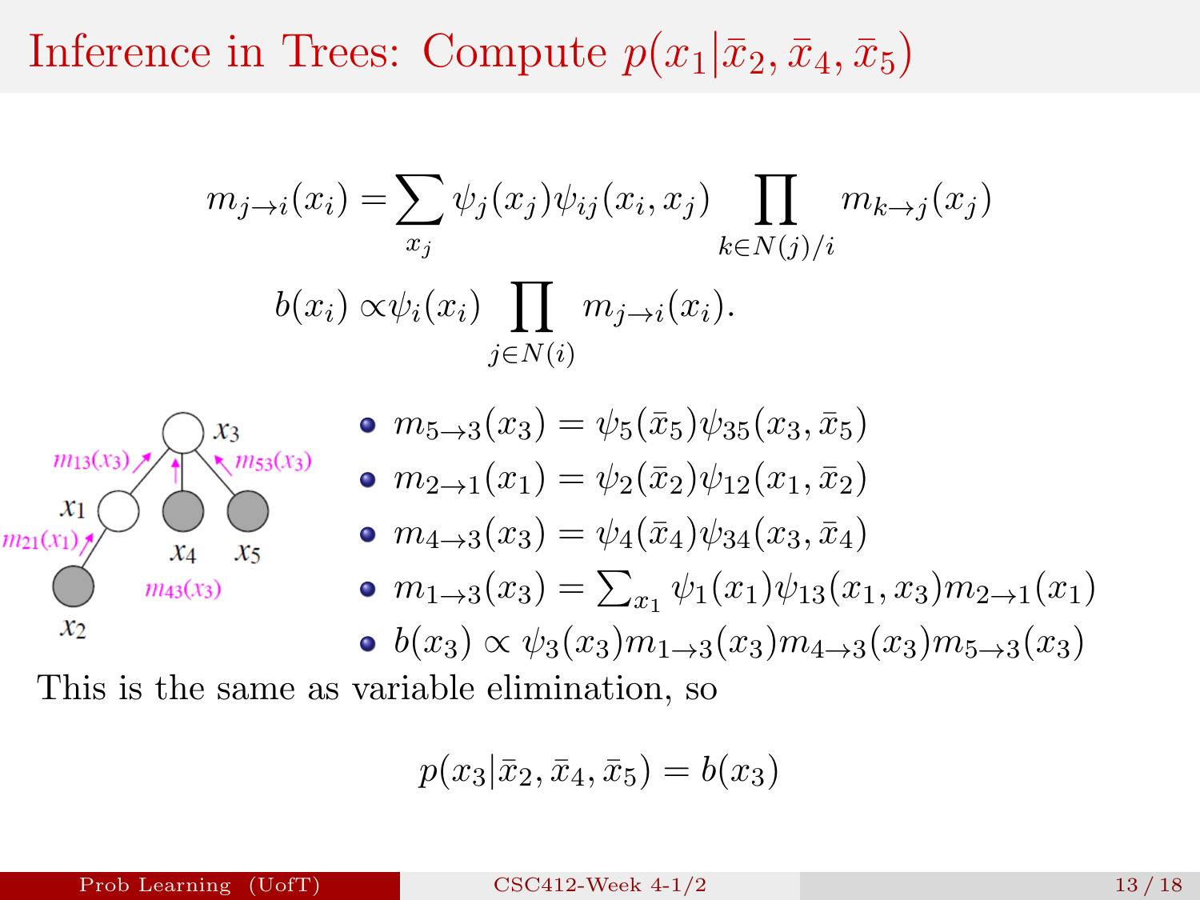# Inference in Trees: Compute $p(x_1|\bar{x}_2, \bar{x}_4, \bar{x}_5)$

$$m_{j\to i}(x_i) = \sum_{x_j} \psi_j(x_j)\psi_{ij}(x_i, x_j) \prod_{k \in N(j)/i} m_{k\to j}(x_j)$$

$$b(x_i) \propto \psi_i(x_i) \prod_{j \in N(i)} m_{j\to i}(x_i).$$

- $m_{5\to 3}(x_3) = \psi_5(\bar{x}_5)\psi_{35}(x_3, \bar{x}_5)$
- $m_{2\to 1}(x_1) = \psi_2(\bar{x}_2)\psi_{12}(x_1, \bar{x}_2)$
- $m_{4\to 3}(x_3) = \psi_4(\bar{x}_4)\psi_{34}(x_3, \bar{x}_4)$
- $m_{1\to 3}(x_3) = \sum_{x_1} \psi_1(x_1)\psi_{13}(x_1, x_3)m_{2\to 1}(x_1)$
- $b(x_3) \propto \psi_3(x_3)m_{1\to 3}(x_3)m_{4\to 3}(x_3)m_{5\to 3}(x_3)$

This is the same as variable elimination, so

$$p(x_3|\bar{x}_2, \bar{x}_4, \bar{x}_5) = b(x_3)$$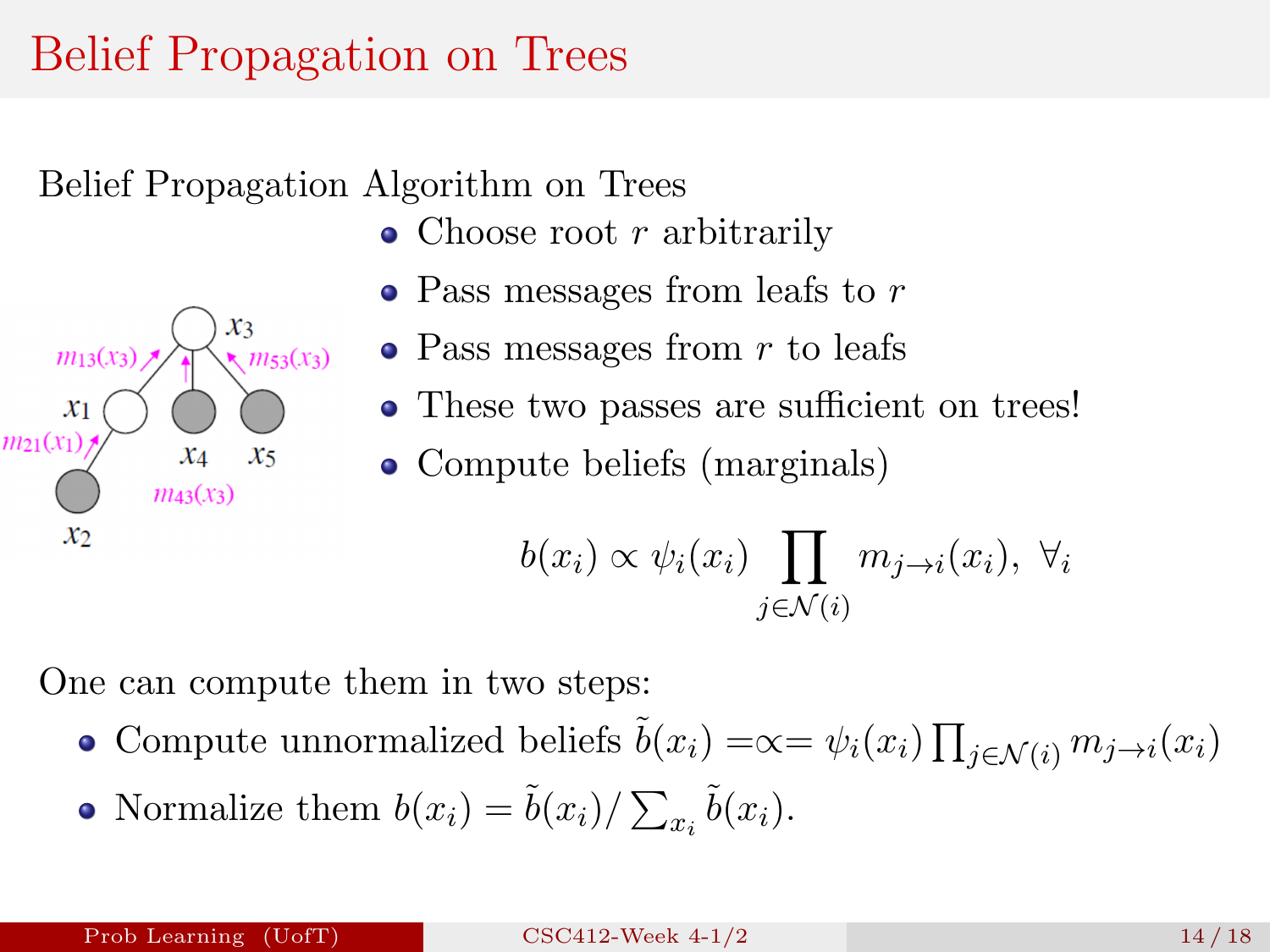# Belief Propagation on Trees

Belief Propagation Algorithm on Trees

- Choose root $r$ arbitrarily
- Pass messages from leafs to $r$
- Pass messages from $r$ to leafs
- These two passes are sufficient on trees!
- Compute beliefs (marginals)

$$b(x_i) \propto \psi_i(x_i) \prod_{j \in \mathcal{N}(i)} m_{j \to i}(x_i), \ \forall_i$$

One can compute them in two steps:

- Compute unnormalized beliefs $\tilde{b}(x_i) =\propto= \psi_i(x_i) \prod_{j \in \mathcal{N}(i)} m_{j \to i}(x_i)$
- Normalize them $b(x_i) = \tilde{b}(x_i) / \sum_{x_i} \tilde{b}(x_i)$.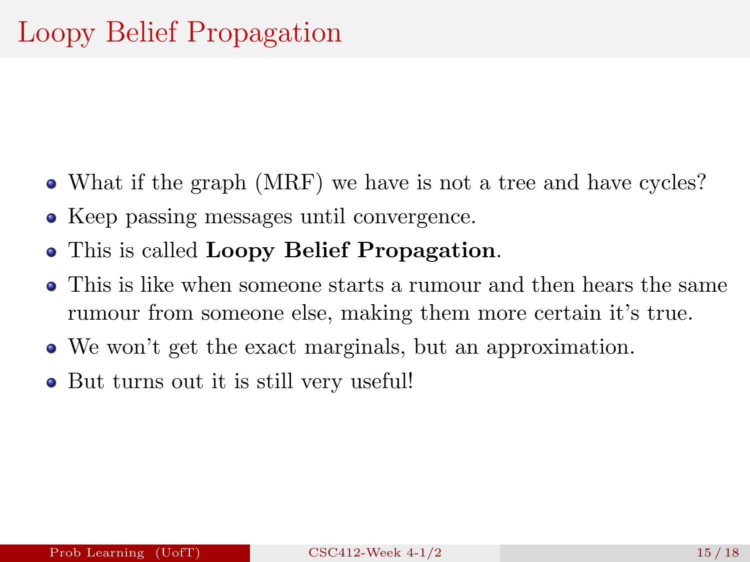# Loopy Belief Propagation

- What if the graph (MRF) we have is not a tree and have cycles?
- Keep passing messages until convergence.
- This is called **Loopy Belief Propagation**.
- This is like when someone starts a rumour and then hears the same rumour from someone else, making them more certain it's true.
- We won't get the exact marginals, but an approximation.
- But turns out it is still very useful!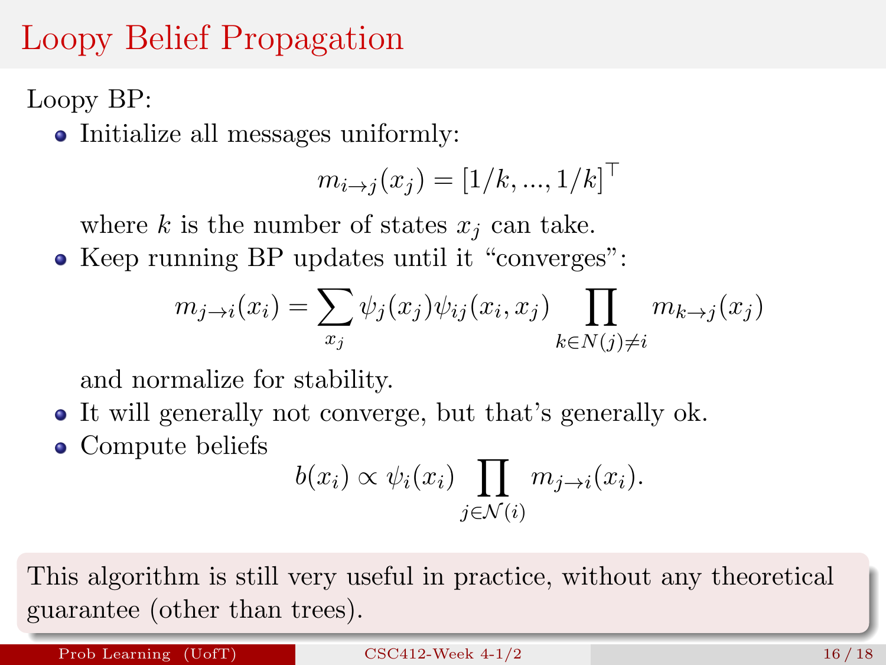# Loopy Belief Propagation

Loopy BP:

- Initialize all messages uniformly:
$$m_{i \to j}(x_j) = [1/k, ..., 1/k]^\top$$
where $k$ is the number of states $x_j$ can take.
- Keep running BP updates until it "converges":
$$m_{j \to i}(x_i) = \sum_{x_j} \psi_j(x_j) \psi_{ij}(x_i, x_j) \prod_{k \in N(j) \neq i} m_{k \to j}(x_j)$$
and normalize for stability.
- It will generally not converge, but that's generally ok.
- Compute beliefs
$$b(x_i) \propto \psi_i(x_i) \prod_{j \in \mathcal{N}(i)} m_{j \to i}(x_i).$$

This algorithm is still very useful in practice, without any theoretical guarantee (other than trees).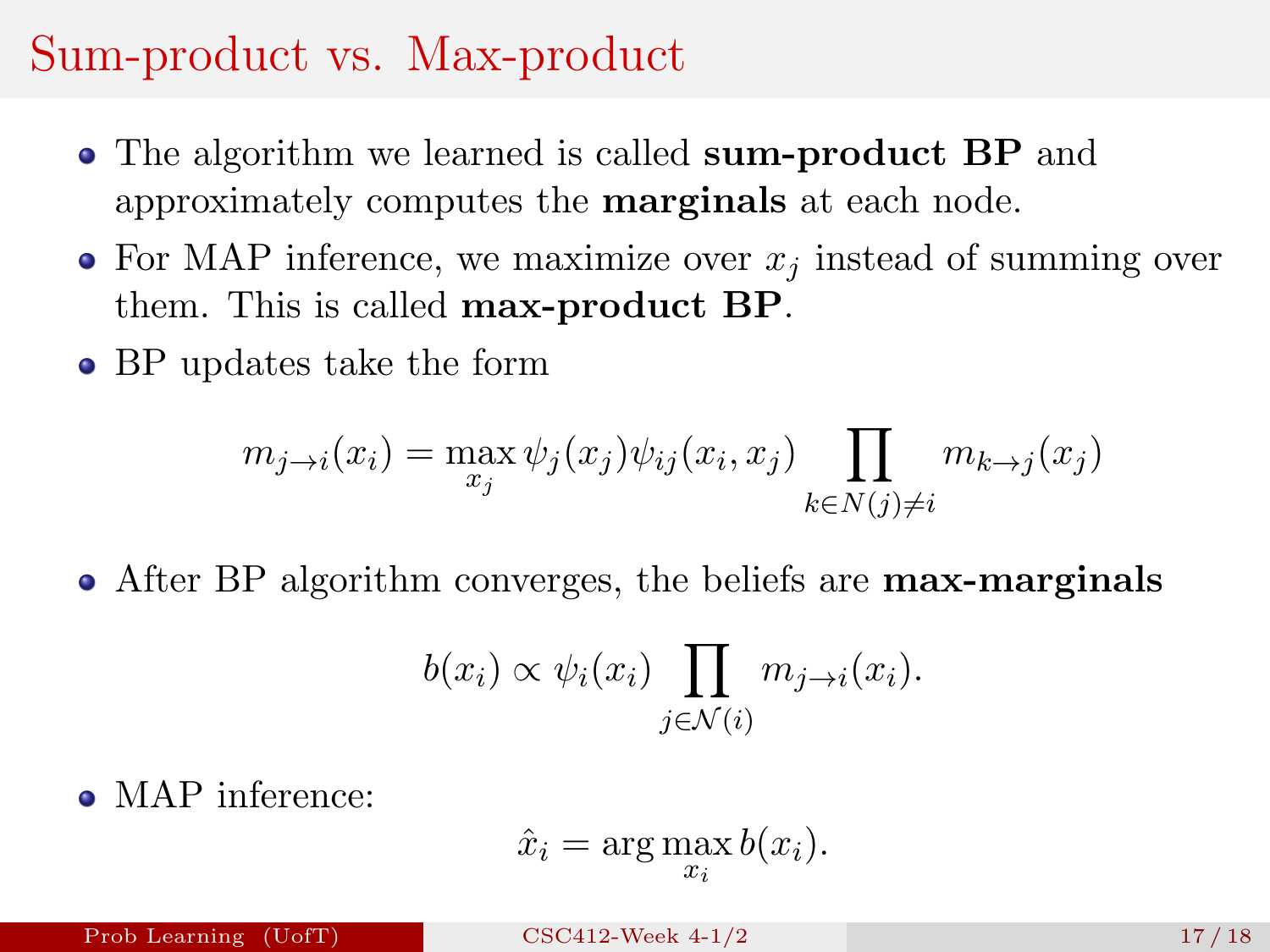# Sum-product vs. Max-product

- The algorithm we learned is called **sum-product BP** and approximately computes the **marginals** at each node.
- For MAP inference, we maximize over $x_j$ instead of summing over them. This is called **max-product BP**.
- BP updates take the form

$$m_{j\to i}(x_i) = \max_{x_j} \psi_j(x_j)\psi_{ij}(x_i, x_j) \prod_{k\in N(j)\neq i} m_{k\to j}(x_j)$$

- After BP algorithm converges, the beliefs are **max-marginals**

$$b(x_i) \propto \psi_i(x_i) \prod_{j\in\mathcal{N}(i)} m_{j\to i}(x_i).$$

- MAP inference:

$$\hat{x}_i = \arg\max_{x_i} b(x_i).$$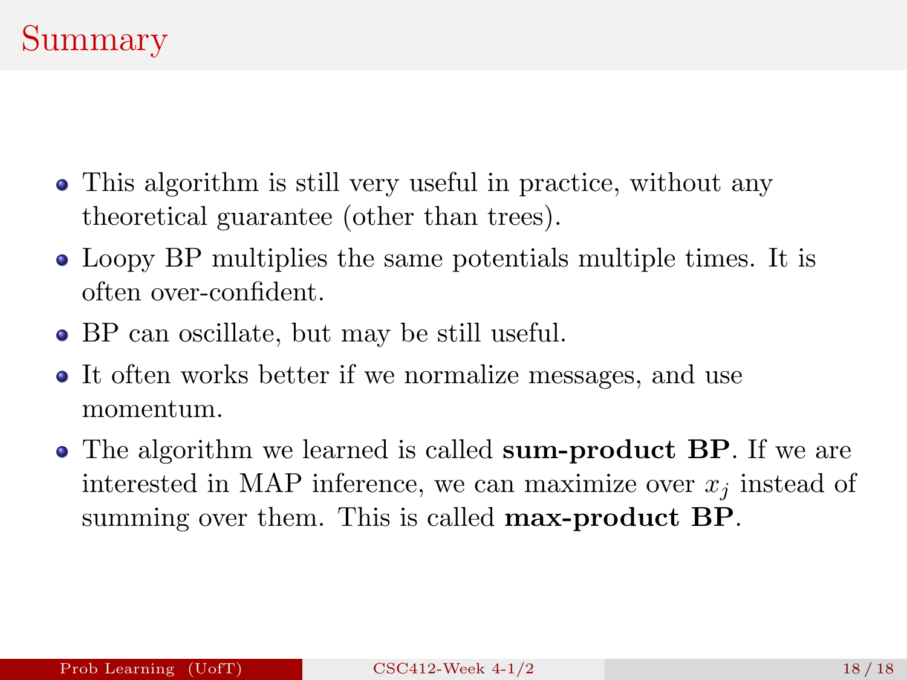# Summary

- This algorithm is still very useful in practice, without any theoretical guarantee (other than trees).
- Loopy BP multiplies the same potentials multiple times. It is often over-confident.
- BP can oscillate, but may be still useful.
- It often works better if we normalize messages, and use momentum.
- The algorithm we learned is called **sum-product BP**. If we are interested in MAP inference, we can maximize over $x_j$ instead of summing over them. This is called **max-product BP**.